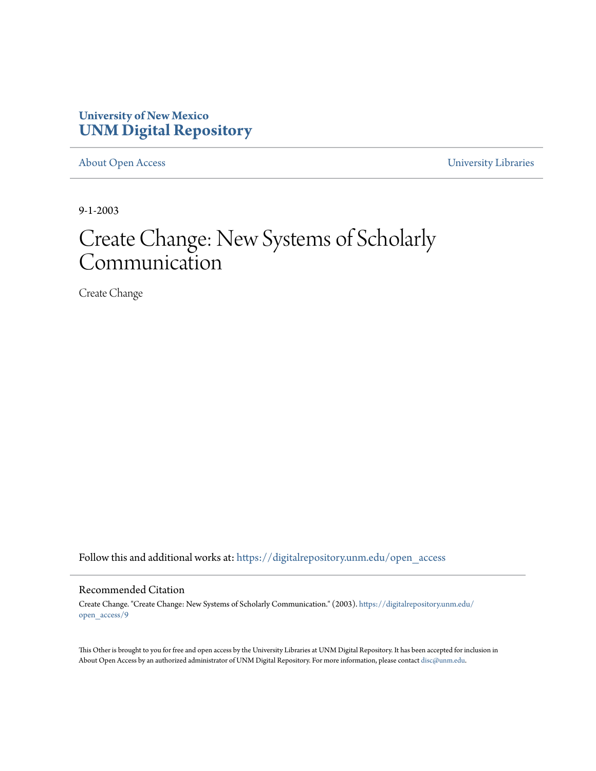University of New Mexico
**UNM Digital Repository**

About Open Access | University Libraries

9-1-2003

# Create Change: New Systems of Scholarly Communication

Create Change

Follow this and additional works at: https://digitalrepository.unm.edu/open_access

## Recommended Citation

Create Change. "Create Change: New Systems of Scholarly Communication." (2003). https://digitalrepository.unm.edu/open_access/9

This Other is brought to you for free and open access by the University Libraries at UNM Digital Repository. It has been accepted for inclusion in About Open Access by an authorized administrator of UNM Digital Repository. For more information, please contact disc@unm.edu.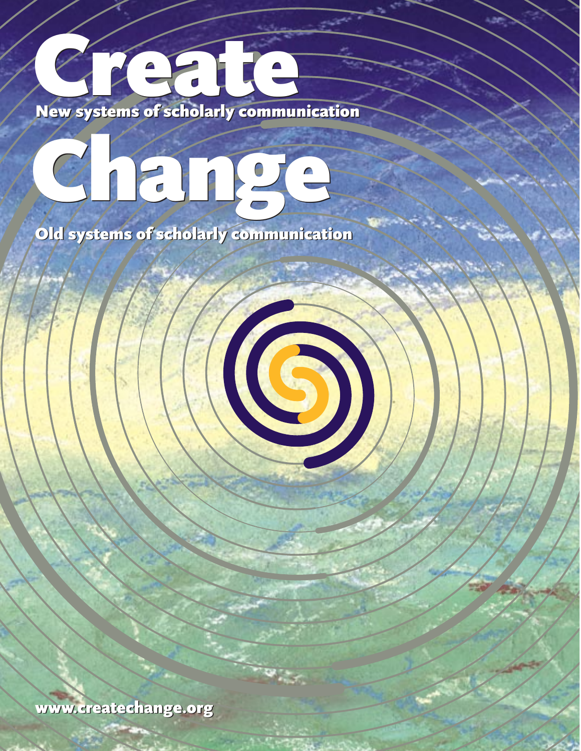# Create

**New systems of scholarly communication**

# Change

**Old systems of scholarly communication**

**www.createchange.org**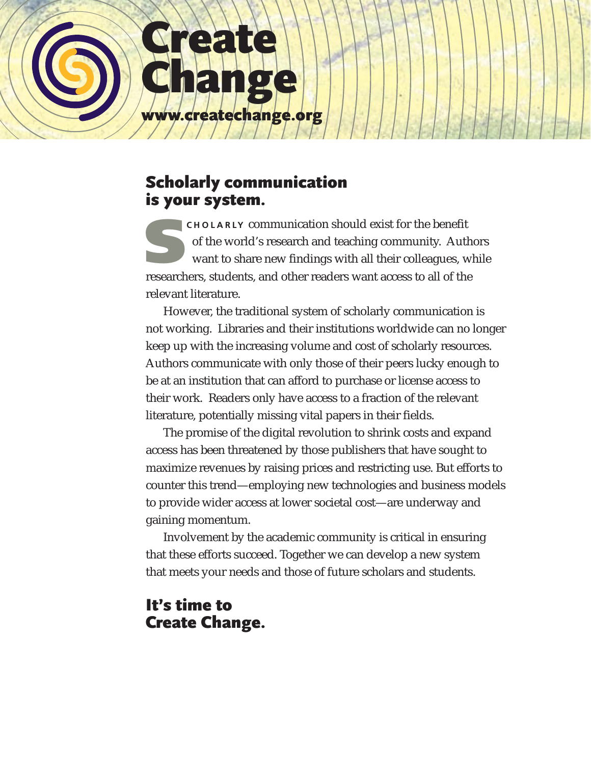# Create Change

**www.createchange.org**

## Scholarly communication is your system.

SCHOLARLY communication should exist for the benefit of the world's research and teaching community. Authors want to share new findings with all their colleagues, while researchers, students, and other readers want access to all of the relevant literature.

However, the traditional system of scholarly communication is not working. Libraries and their institutions worldwide can no longer keep up with the increasing volume and cost of scholarly resources. Authors communicate with only those of their peers lucky enough to be at an institution that can afford to purchase or license access to their work. Readers only have access to a fraction of the relevant literature, potentially missing vital papers in their fields.

The promise of the digital revolution to shrink costs and expand access has been threatened by those publishers that have sought to maximize revenues by raising prices and restricting use. But efforts to counter this trend—employing new technologies and business models to provide wider access at lower societal cost—are underway and gaining momentum.

Involvement by the academic community is critical in ensuring that these efforts succeed. Together we can develop a new system that meets your needs and those of future scholars and students.

## It's time to Create Change.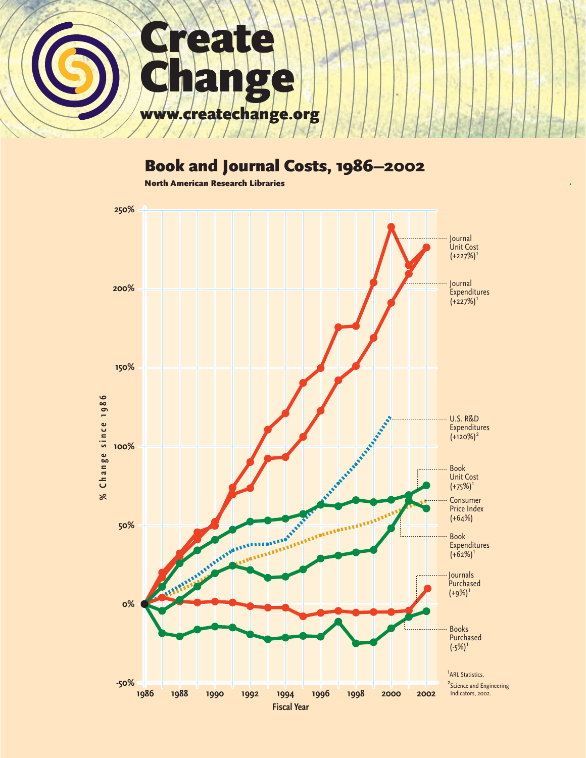# Create Change

www.createchange.org

## Book and Journal Costs, 1986–2002

**North American Research Libraries**

% Change since 1986

250%
200%
150%
100%
50%
0%
-50%

1986 1988 1990 1992 1994 1996 1998 2000 2002

**Fiscal Year**

Journal Unit Cost (+227%)[1]

Journal Expenditures (+227%)[1]

U.S. R&D Expenditures (+120%)[2]

Book Unit Cost (+75%)[1]

Consumer Price Index (+64%)

Book Expenditures (+62%)[1]

Journals Purchased (+9%)[1]

Books Purchased (-5%)[1]

[1] ARL Statistics.

[2] Science and Engineering Indicators, 2002.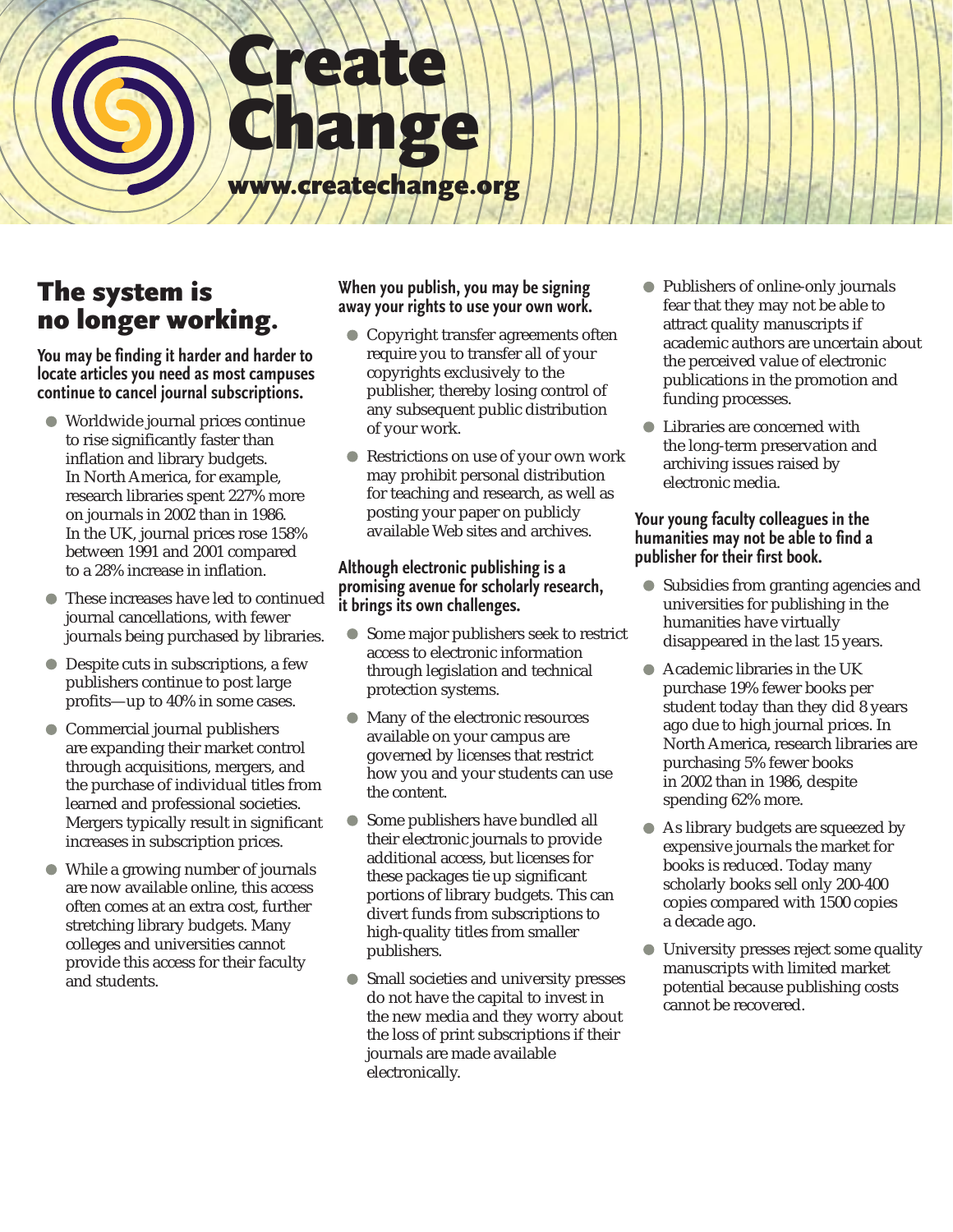# Create Change

www.createchange.org

## The system is no longer working.

### You may be finding it harder and harder to locate articles you need as most campuses continue to cancel journal subscriptions.

- Worldwide journal prices continue to rise significantly faster than inflation and library budgets. In North America, for example, research libraries spent 227% more on journals in 2002 than in 1986. In the UK, journal prices rose 158% between 1991 and 2001 compared to a 28% increase in inflation.
- These increases have led to continued journal cancellations, with fewer journals being purchased by libraries.
- Despite cuts in subscriptions, a few publishers continue to post large profits—up to 40% in some cases.
- Commercial journal publishers are expanding their market control through acquisitions, mergers, and the purchase of individual titles from learned and professional societies. Mergers typically result in significant increases in subscription prices.
- While a growing number of journals are now available online, this access often comes at an extra cost, further stretching library budgets. Many colleges and universities cannot provide this access for their faculty and students.

### When you publish, you may be signing away your rights to use your own work.

- Copyright transfer agreements often require you to transfer all of your copyrights exclusively to the publisher, thereby losing control of any subsequent public distribution of your work.
- Restrictions on use of your own work may prohibit personal distribution for teaching and research, as well as posting your paper on publicly available Web sites and archives.

### Although electronic publishing is a promising avenue for scholarly research, it brings its own challenges.

- Some major publishers seek to restrict access to electronic information through legislation and technical protection systems.
- Many of the electronic resources available on your campus are governed by licenses that restrict how you and your students can use the content.
- Some publishers have bundled all their electronic journals to provide additional access, but licenses for these packages tie up significant portions of library budgets. This can divert funds from subscriptions to high-quality titles from smaller publishers.
- Small societies and university presses do not have the capital to invest in the new media and they worry about the loss of print subscriptions if their journals are made available electronically.
- Publishers of online-only journals fear that they may not be able to attract quality manuscripts if academic authors are uncertain about the perceived value of electronic publications in the promotion and funding processes.
- Libraries are concerned with the long-term preservation and archiving issues raised by electronic media.

### Your young faculty colleagues in the humanities may not be able to find a publisher for their first book.

- Subsidies from granting agencies and universities for publishing in the humanities have virtually disappeared in the last 15 years.
- Academic libraries in the UK purchase 19% fewer books per student today than they did 8 years ago due to high journal prices. In North America, research libraries are purchasing 5% fewer books in 2002 than in 1986, despite spending 62% more.
- As library budgets are squeezed by expensive journals the market for books is reduced. Today many scholarly books sell only 200-400 copies compared with 1500 copies a decade ago.
- University presses reject some quality manuscripts with limited market potential because publishing costs cannot be recovered.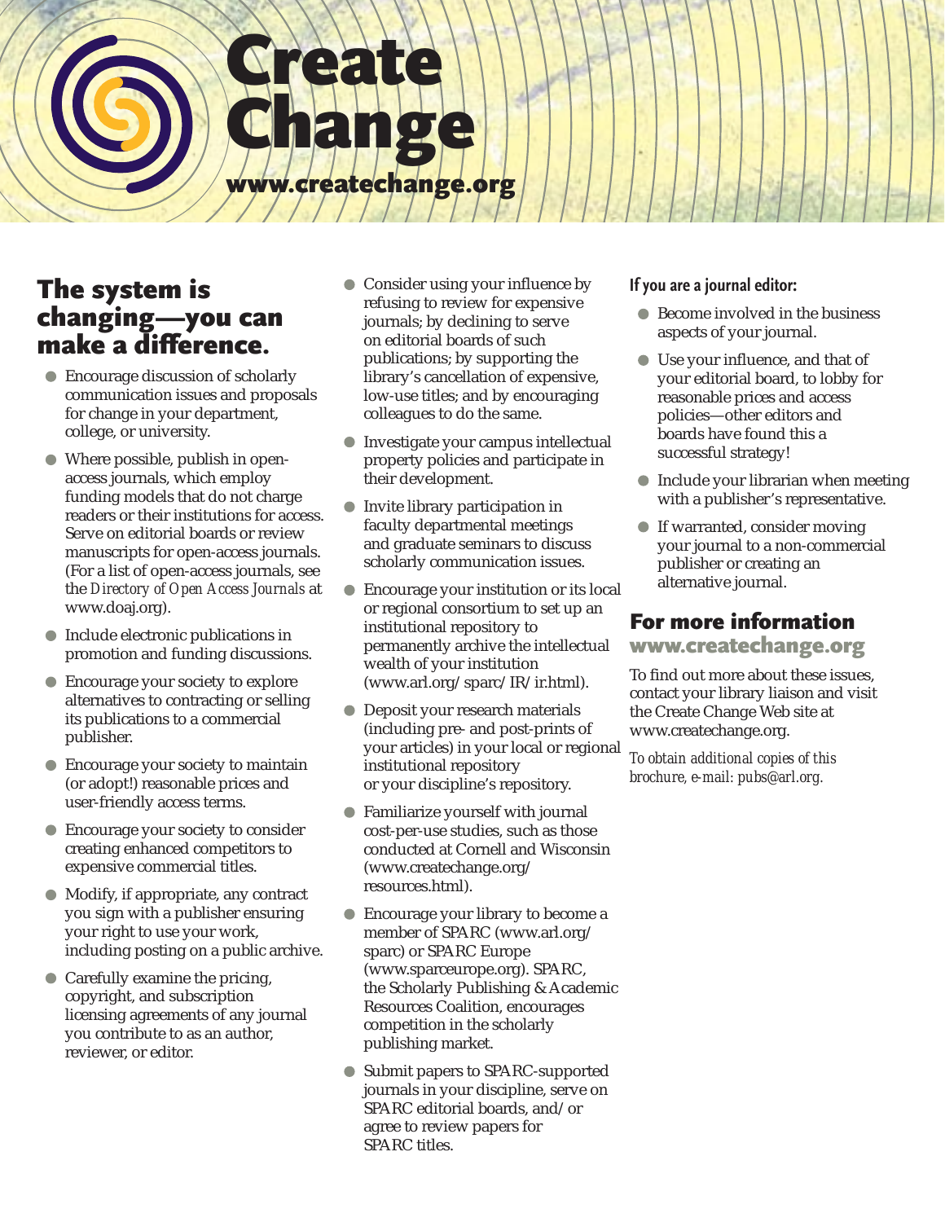# Create Change

**www.createchange.org**

## The system is changing—you can make a difference.

- Encourage discussion of scholarly communication issues and proposals for change in your department, college, or university.
- Where possible, publish in open-access journals, which employ funding models that do not charge readers or their institutions for access. Serve on editorial boards or review manuscripts for open-access journals. (For a list of open-access journals, see the *Directory of Open Access Journals* at www.doaj.org).
- Include electronic publications in promotion and funding discussions.
- Encourage your society to explore alternatives to contracting or selling its publications to a commercial publisher.
- Encourage your society to maintain (or adopt!) reasonable prices and user-friendly access terms.
- Encourage your society to consider creating enhanced competitors to expensive commercial titles.
- Modify, if appropriate, any contract you sign with a publisher ensuring your right to use your work, including posting on a public archive.
- Carefully examine the pricing, copyright, and subscription licensing agreements of any journal you contribute to as an author, reviewer, or editor.
- Consider using your influence by refusing to review for expensive journals; by declining to serve on editorial boards of such publications; by supporting the library's cancellation of expensive, low-use titles; and by encouraging colleagues to do the same.
- Investigate your campus intellectual property policies and participate in their development.
- Invite library participation in faculty departmental meetings and graduate seminars to discuss scholarly communication issues.
- Encourage your institution or its local or regional consortium to set up an institutional repository to permanently archive the intellectual wealth of your institution (www.arl.org/sparc/IR/ir.html).
- Deposit your research materials (including pre- and post-prints of your articles) in your local or regional institutional repository or your discipline's repository.
- Familiarize yourself with journal cost-per-use studies, such as those conducted at Cornell and Wisconsin (www.createchange.org/resources.html).
- Encourage your library to become a member of SPARC (www.arl.org/sparc) or SPARC Europe (www.sparceurope.org). SPARC, the Scholarly Publishing & Academic Resources Coalition, encourages competition in the scholarly publishing market.
- Submit papers to SPARC-supported journals in your discipline, serve on SPARC editorial boards, and/or agree to review papers for SPARC titles.

### If you are a journal editor:

- Become involved in the business aspects of your journal.
- Use your influence, and that of your editorial board, to lobby for reasonable prices and access policies—other editors and boards have found this a successful strategy!
- Include your librarian when meeting with a publisher's representative.
- If warranted, consider moving your journal to a non-commercial publisher or creating an alternative journal.

## For more information

**www.createchange.org**

To find out more about these issues, contact your library liaison and visit the Create Change Web site at www.createchange.org.

*To obtain additional copies of this brochure, e-mail: pubs@arl.org.*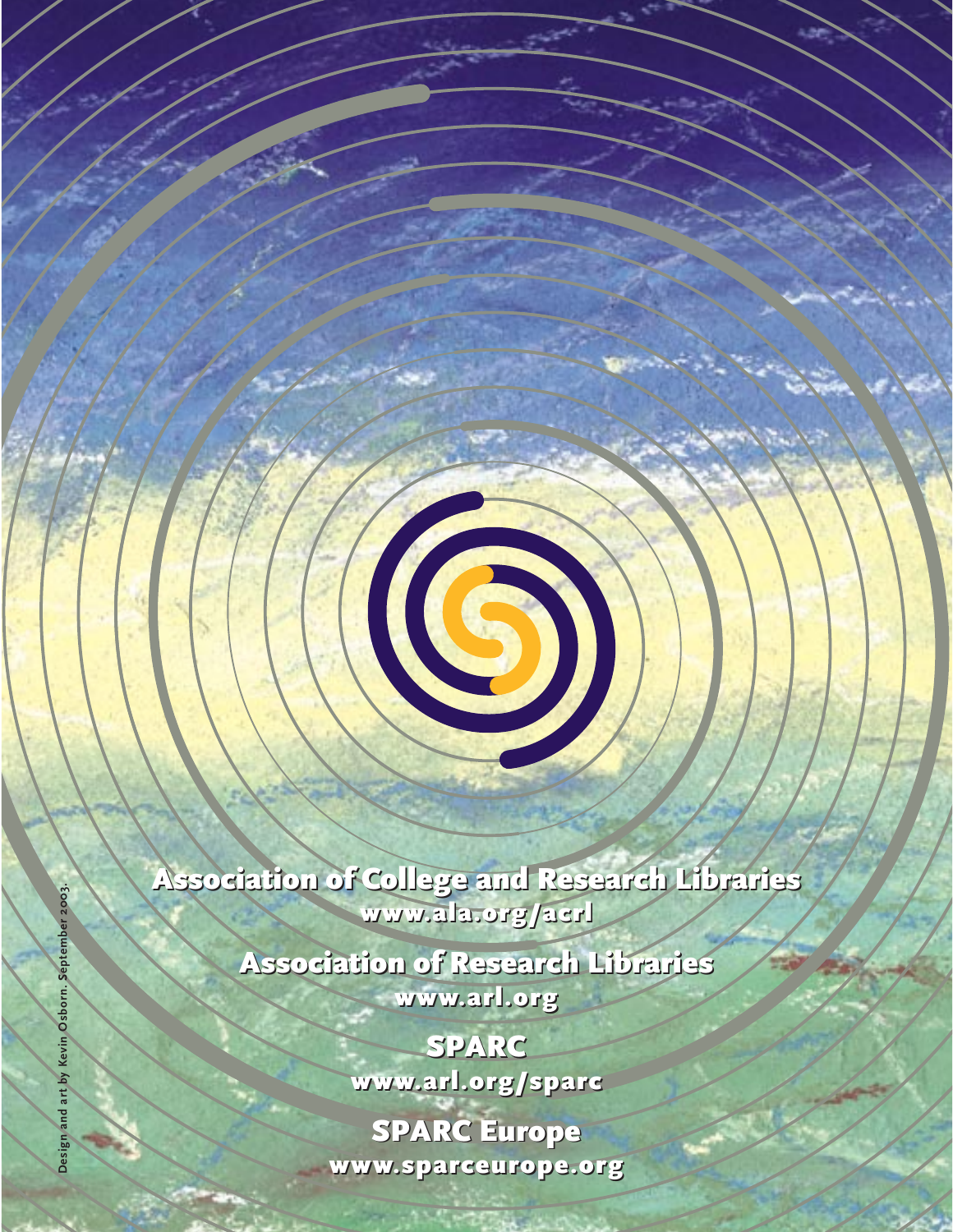Association of College and Research Libraries
www.ala.org/acrl

Association of Research Libraries
www.arl.org

SPARC
www.arl.org/sparc

SPARC Europe
www.sparceurope.org

Design and art by Kevin Osborn. September 2003.